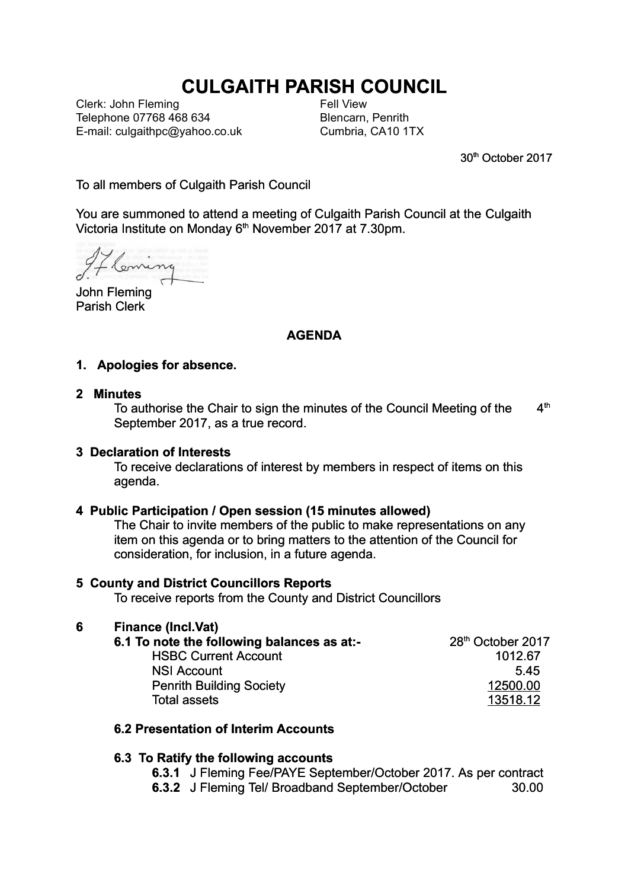# CULGAITH PARISH COUNCIL

Clerk: John Fleming
Telephone 07768 468 634
E-mail: culgaithpc@yahoo.co.uk

Fell View
Blencarn, Penrith
Cumbria, CA10 1TX

30th October 2017

To all members of Culgaith Parish Council

You are summoned to attend a meeting of Culgaith Parish Council at the Culgaith Victoria Institute on Monday 6th November 2017 at 7.30pm.

John Fleming
Parish Clerk

## AGENDA

**1. Apologies for absence.**

**2 Minutes**

To authorise the Chair to sign the minutes of the Council Meeting of the 4th September 2017, as a true record.

**3 Declaration of Interests**

To receive declarations of interest by members in respect of items on this agenda.

**4 Public Participation / Open session (15 minutes allowed)**

The Chair to invite members of the public to make representations on any item on this agenda or to bring matters to the attention of the Council for consideration, for inclusion, in a future agenda.

**5 County and District Councillors Reports**

To receive reports from the County and District Councillors

**6 Finance (Incl.Vat)**

**6.1 To note the following balances as at:-** 28th October 2017

| | |
|---|---|
| HSBC Current Account | 1012.67 |
| NSI Account | 5.45 |
| Penrith Building Society | 12500.00 |
| Total assets | 13518.12 |

**6.2 Presentation of Interim Accounts**

**6.3 To Ratify the following accounts**

**6.3.1** J Fleming Fee/PAYE September/October 2017. As per contract

**6.3.2** J Fleming Tel/ Broadband September/October 30.00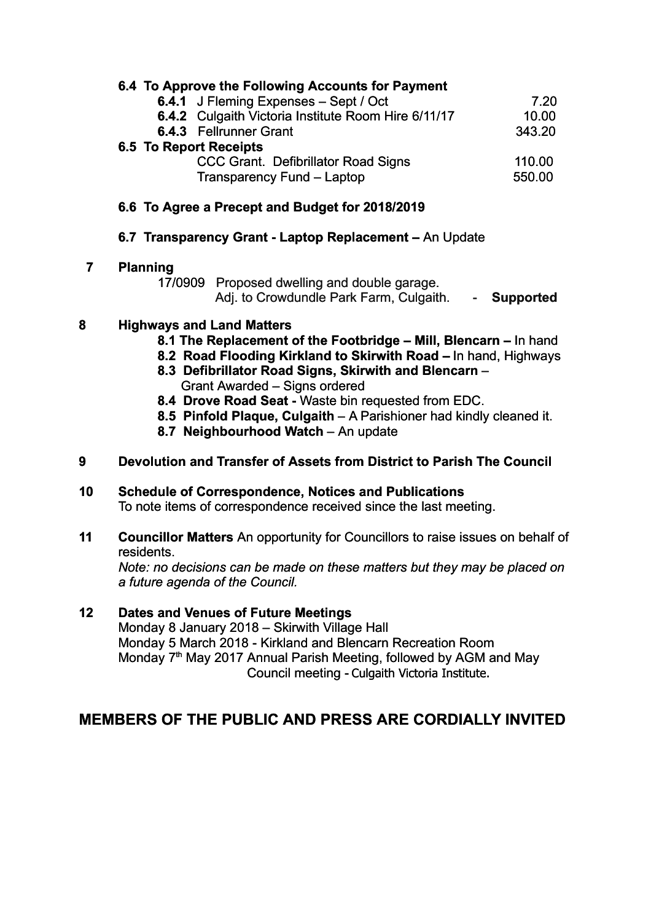**6.4 To Approve the Following Accounts for Payment**

| | | |
|---|---|---|
| **6.4.1** | J Fleming Expenses – Sept / Oct | 7.20 |
| **6.4.2** | Culgaith Victoria Institute Room Hire 6/11/17 | 10.00 |
| **6.4.3** | Fellrunner Grant | 343.20 |

**6.5 To Report Receipts**

| | |
|---|---|
| CCC Grant. Defibrillator Road Signs | 110.00 |
| Transparency Fund – Laptop | 550.00 |

**6.6 To Agree a Precept and Budget for 2018/2019**

**6.7 Transparency Grant - Laptop Replacement –** An Update

**7 Planning**

17/0909 Proposed dwelling and double garage.
Adj. to Crowdundle Park Farm, Culgaith. - **Supported**

**8 Highways and Land Matters**

**8.1 The Replacement of the Footbridge – Mill, Blencarn –** In hand
**8.2 Road Flooding Kirkland to Skirwith Road –** In hand, Highways
**8.3 Defibrillator Road Signs, Skirwith and Blencarn** –
Grant Awarded – Signs ordered
**8.4 Drove Road Seat -** Waste bin requested from EDC.
**8.5 Pinfold Plaque, Culgaith** – A Parishioner had kindly cleaned it.
**8.7 Neighbourhood Watch** – An update

**9 Devolution and Transfer of Assets from District to Parish The Council**

**10 Schedule of Correspondence, Notices and Publications**
To note items of correspondence received since the last meeting.

**11 Councillor Matters** An opportunity for Councillors to raise issues on behalf of residents.
*Note: no decisions can be made on these matters but they may be placed on a future agenda of the Council.*

**12 Dates and Venues of Future Meetings**
Monday 8 January 2018 – Skirwith Village Hall
Monday 5 March 2018 - Kirkland and Blencarn Recreation Room
Monday 7th May 2017 Annual Parish Meeting, followed by AGM and May Council meeting - Culgaith Victoria Institute.

## MEMBERS OF THE PUBLIC AND PRESS ARE CORDIALLY INVITED